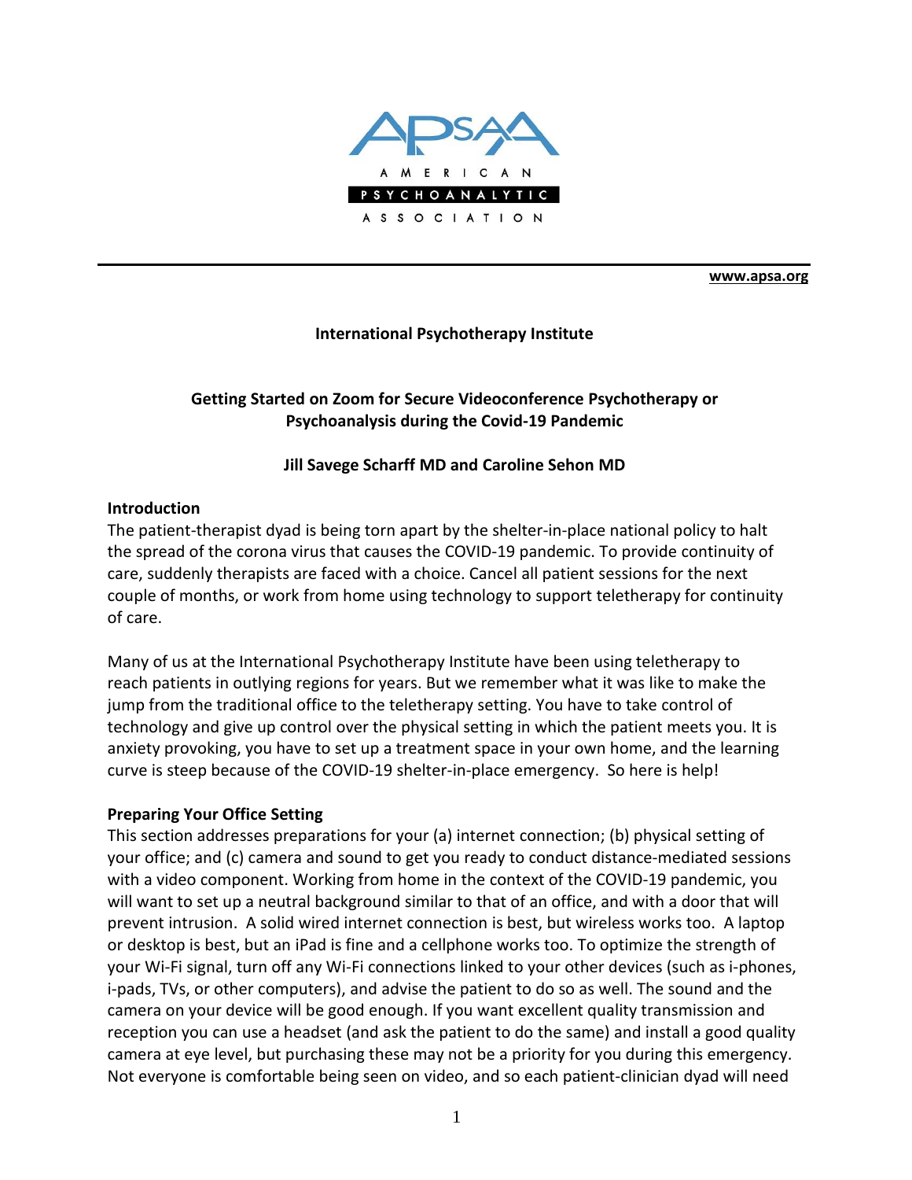**AMERICAN PSYCHOANALYTIC ASSOCIATION**

**www.apsa.org**

**International Psychotherapy Institute**

# Getting Started on Zoom for Secure Videoconference Psychotherapy or Psychoanalysis during the Covid-19 Pandemic

**Jill Savege Scharff MD and Caroline Sehon MD**

## Introduction

The patient-therapist dyad is being torn apart by the shelter-in-place national policy to halt the spread of the corona virus that causes the COVID-19 pandemic. To provide continuity of care, suddenly therapists are faced with a choice. Cancel all patient sessions for the next couple of months, or work from home using technology to support teletherapy for continuity of care.

Many of us at the International Psychotherapy Institute have been using teletherapy to reach patients in outlying regions for years. But we remember what it was like to make the jump from the traditional office to the teletherapy setting. You have to take control of technology and give up control over the physical setting in which the patient meets you. It is anxiety provoking, you have to set up a treatment space in your own home, and the learning curve is steep because of the COVID-19 shelter-in-place emergency. So here is help!

## Preparing Your Office Setting

This section addresses preparations for your (a) internet connection; (b) physical setting of your office; and (c) camera and sound to get you ready to conduct distance-mediated sessions with a video component. Working from home in the context of the COVID-19 pandemic, you will want to set up a neutral background similar to that of an office, and with a door that will prevent intrusion. A solid wired internet connection is best, but wireless works too. A laptop or desktop is best, but an iPad is fine and a cellphone works too. To optimize the strength of your Wi-Fi signal, turn off any Wi-Fi connections linked to your other devices (such as i-phones, i-pads, TVs, or other computers), and advise the patient to do so as well. The sound and the camera on your device will be good enough. If you want excellent quality transmission and reception you can use a headset (and ask the patient to do the same) and install a good quality camera at eye level, but purchasing these may not be a priority for you during this emergency. Not everyone is comfortable being seen on video, and so each patient-clinician dyad will need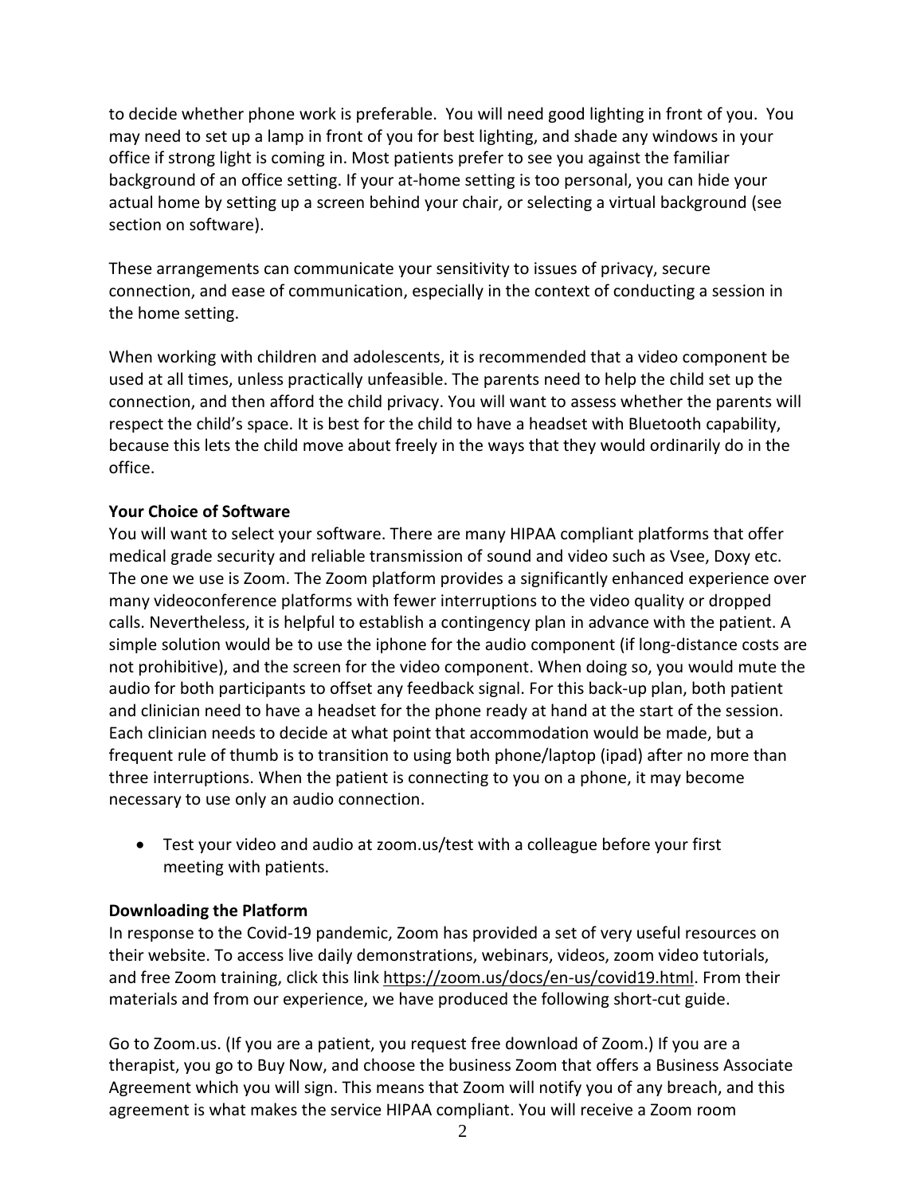to decide whether phone work is preferable. You will need good lighting in front of you. You may need to set up a lamp in front of you for best lighting, and shade any windows in your office if strong light is coming in. Most patients prefer to see you against the familiar background of an office setting. If your at-home setting is too personal, you can hide your actual home by setting up a screen behind your chair, or selecting a virtual background (see section on software).

These arrangements can communicate your sensitivity to issues of privacy, secure connection, and ease of communication, especially in the context of conducting a session in the home setting.

When working with children and adolescents, it is recommended that a video component be used at all times, unless practically unfeasible. The parents need to help the child set up the connection, and then afford the child privacy. You will want to assess whether the parents will respect the child's space. It is best for the child to have a headset with Bluetooth capability, because this lets the child move about freely in the ways that they would ordinarily do in the office.

**Your Choice of Software**

You will want to select your software. There are many HIPAA compliant platforms that offer medical grade security and reliable transmission of sound and video such as Vsee, Doxy etc. The one we use is Zoom. The Zoom platform provides a significantly enhanced experience over many videoconference platforms with fewer interruptions to the video quality or dropped calls. Nevertheless, it is helpful to establish a contingency plan in advance with the patient. A simple solution would be to use the iphone for the audio component (if long-distance costs are not prohibitive), and the screen for the video component. When doing so, you would mute the audio for both participants to offset any feedback signal. For this back-up plan, both patient and clinician need to have a headset for the phone ready at hand at the start of the session. Each clinician needs to decide at what point that accommodation would be made, but a frequent rule of thumb is to transition to using both phone/laptop (ipad) after no more than three interruptions. When the patient is connecting to you on a phone, it may become necessary to use only an audio connection.

- Test your video and audio at zoom.us/test with a colleague before your first meeting with patients.

**Downloading the Platform**

In response to the Covid-19 pandemic, Zoom has provided a set of very useful resources on their website. To access live daily demonstrations, webinars, videos, zoom video tutorials, and free Zoom training, click this link https://zoom.us/docs/en-us/covid19.html. From their materials and from our experience, we have produced the following short-cut guide.

Go to Zoom.us. (If you are a patient, you request free download of Zoom.) If you are a therapist, you go to Buy Now, and choose the business Zoom that offers a Business Associate Agreement which you will sign. This means that Zoom will notify you of any breach, and this agreement is what makes the service HIPAA compliant. You will receive a Zoom room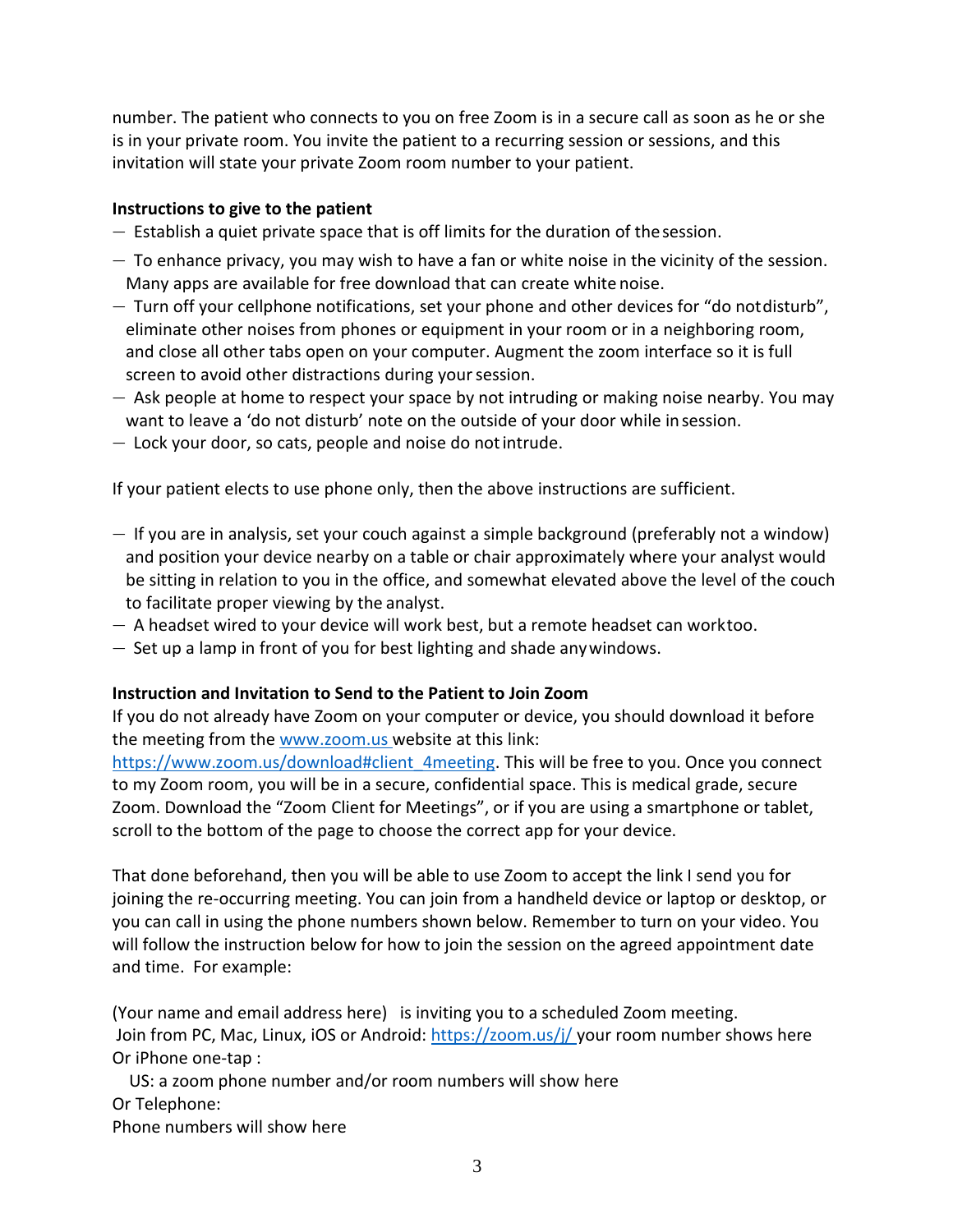number. The patient who connects to you on free Zoom is in a secure call as soon as he or she is in your private room. You invite the patient to a recurring session or sessions, and this invitation will state your private Zoom room number to your patient.

**Instructions to give to the patient**

- Establish a quiet private space that is off limits for the duration of the session.
- To enhance privacy, you may wish to have a fan or white noise in the vicinity of the session. Many apps are available for free download that can create white noise.
- Turn off your cellphone notifications, set your phone and other devices for "do not disturb", eliminate other noises from phones or equipment in your room or in a neighboring room, and close all other tabs open on your computer. Augment the zoom interface so it is full screen to avoid other distractions during your session.
- Ask people at home to respect your space by not intruding or making noise nearby. You may want to leave a 'do not disturb' note on the outside of your door while in session.
- Lock your door, so cats, people and noise do not intrude.

If your patient elects to use phone only, then the above instructions are sufficient.

- If you are in analysis, set your couch against a simple background (preferably not a window) and position your device nearby on a table or chair approximately where your analyst would be sitting in relation to you in the office, and somewhat elevated above the level of the couch to facilitate proper viewing by the analyst.
- A headset wired to your device will work best, but a remote headset can work too.
- Set up a lamp in front of you for best lighting and shade any windows.

**Instruction and Invitation to Send to the Patient to Join Zoom**

If you do not already have Zoom on your computer or device, you should download it before the meeting from the www.zoom.us website at this link: https://www.zoom.us/download#client_4meeting. This will be free to you. Once you connect to my Zoom room, you will be in a secure, confidential space. This is medical grade, secure Zoom. Download the "Zoom Client for Meetings", or if you are using a smartphone or tablet, scroll to the bottom of the page to choose the correct app for your device.

That done beforehand, then you will be able to use Zoom to accept the link I send you for joining the re-occurring meeting. You can join from a handheld device or laptop or desktop, or you can call in using the phone numbers shown below. Remember to turn on your video. You will follow the instruction below for how to join the session on the agreed appointment date and time. For example:

(Your name and email address here) is inviting you to a scheduled Zoom meeting.
Join from PC, Mac, Linux, iOS or Android: https://zoom.us/j/ your room number shows here
Or iPhone one-tap :
US: a zoom phone number and/or room numbers will show here
Or Telephone:
Phone numbers will show here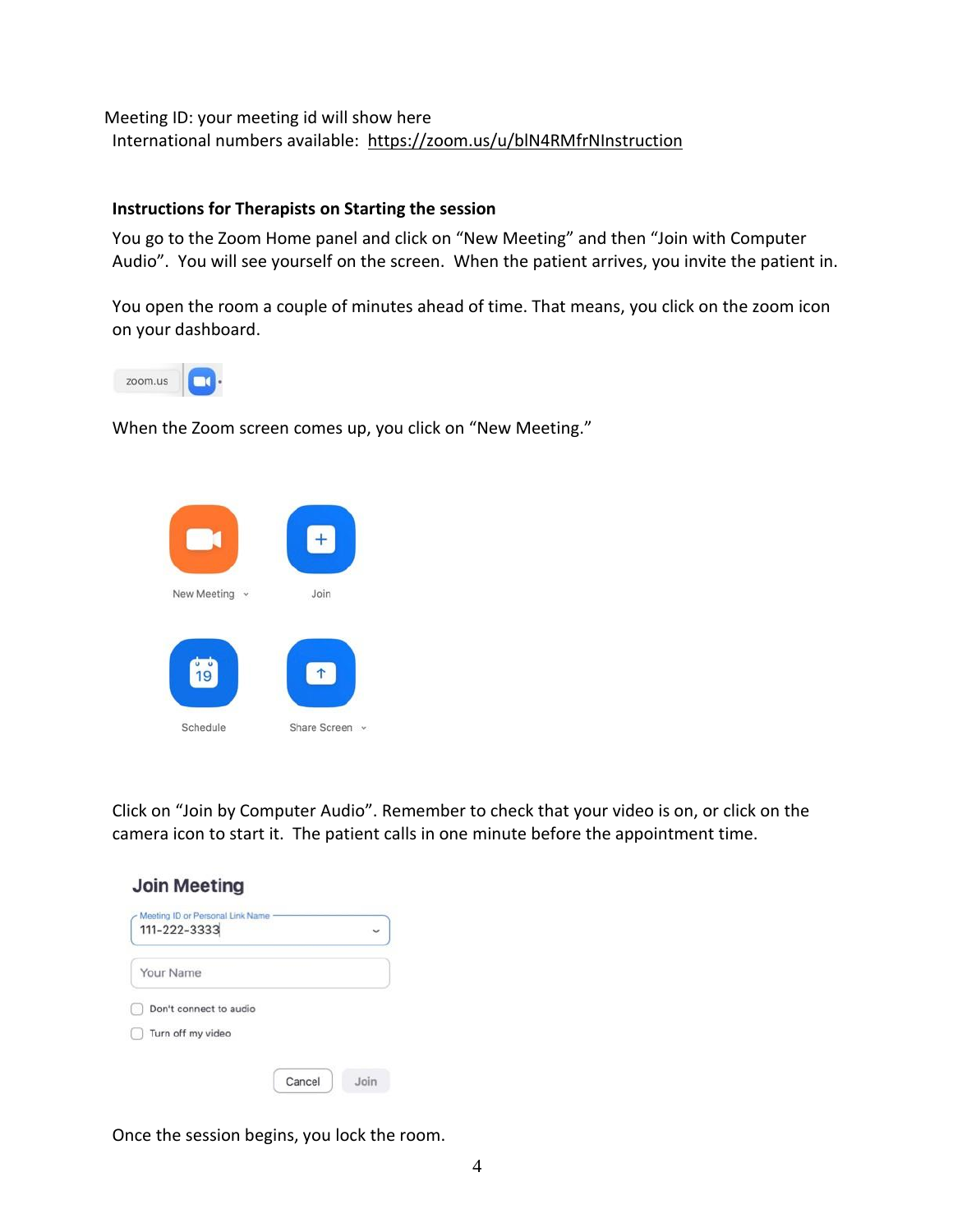Meeting ID: your meeting id will show here
International numbers available: https://zoom.us/u/blN4RMfrNInstruction

**Instructions for Therapists on Starting the session**

You go to the Zoom Home panel and click on "New Meeting" and then "Join with Computer Audio". You will see yourself on the screen. When the patient arrives, you invite the patient in.

You open the room a couple of minutes ahead of time. That means, you click on the zoom icon on your dashboard.

zoom.us

When the Zoom screen comes up, you click on "New Meeting."

New Meeting

Join

Schedule

Share Screen

Click on "Join by Computer Audio". Remember to check that your video is on, or click on the camera icon to start it. The patient calls in one minute before the appointment time.

**Join Meeting**

Meeting ID or Personal Link Name
111-222-3333

Your Name

Don't connect to audio

Turn off my video

Cancel Join

Once the session begins, you lock the room.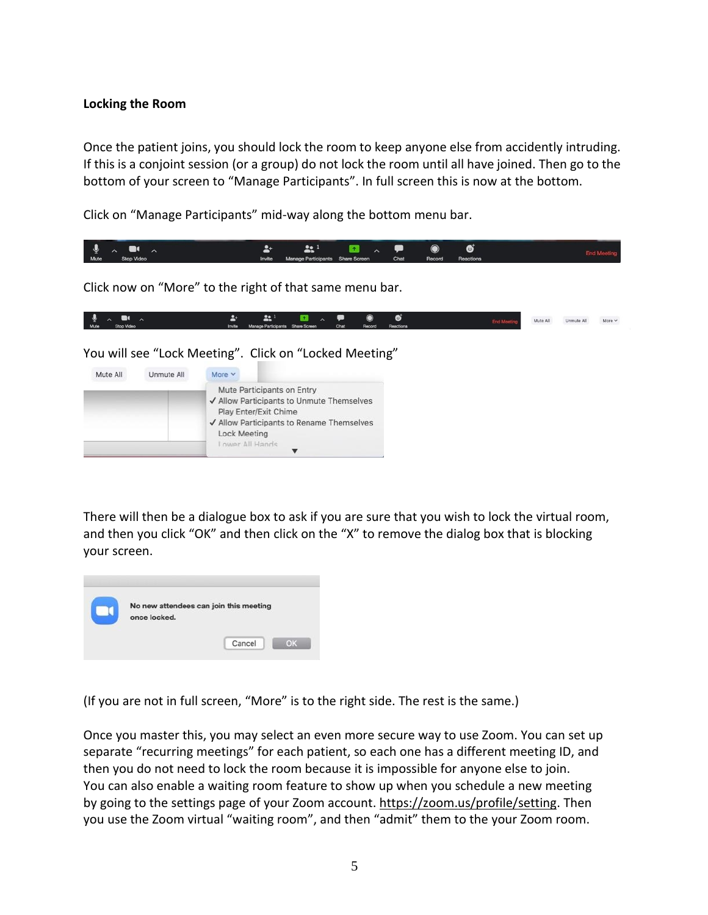**Locking the Room**

Once the patient joins, you should lock the room to keep anyone else from accidently intruding. If this is a conjoint session (or a group) do not lock the room until all have joined. Then go to the bottom of your screen to "Manage Participants". In full screen this is now at the bottom.

Click on "Manage Participants" mid-way along the bottom menu bar.

Click now on "More" to the right of that same menu bar.

You will see "Lock Meeting". Click on "Locked Meeting"

There will then be a dialogue box to ask if you are sure that you wish to lock the virtual room, and then you click "OK" and then click on the "X" to remove the dialog box that is blocking your screen.

(If you are not in full screen, "More" is to the right side. The rest is the same.)

Once you master this, you may select an even more secure way to use Zoom. You can set up separate "recurring meetings" for each patient, so each one has a different meeting ID, and then you do not need to lock the room because it is impossible for anyone else to join. You can also enable a waiting room feature to show up when you schedule a new meeting by going to the settings page of your Zoom account. https://zoom.us/profile/setting. Then you use the Zoom virtual "waiting room", and then "admit" them to the your Zoom room.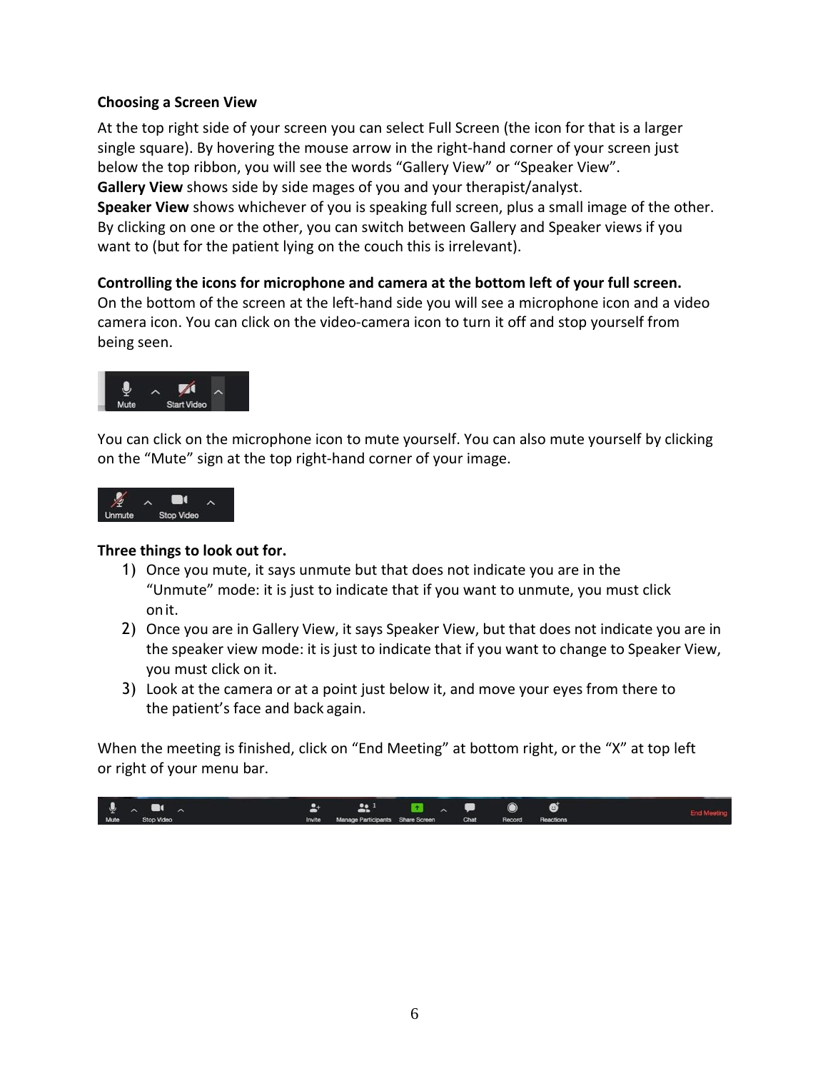**Choosing a Screen View**

At the top right side of your screen you can select Full Screen (the icon for that is a larger single square). By hovering the mouse arrow in the right-hand corner of your screen just below the top ribbon, you will see the words “Gallery View” or “Speaker View”.
**Gallery View** shows side by side mages of you and your therapist/analyst.
**Speaker View** shows whichever of you is speaking full screen, plus a small image of the other. By clicking on one or the other, you can switch between Gallery and Speaker views if you want to (but for the patient lying on the couch this is irrelevant).

**Controlling the icons for microphone and camera at the bottom left of your full screen.**
On the bottom of the screen at the left-hand side you will see a microphone icon and a video camera icon. You can click on the video-camera icon to turn it off and stop yourself from being seen.

Mute Start Video

You can click on the microphone icon to mute yourself. You can also mute yourself by clicking on the “Mute” sign at the top right-hand corner of your image.

Unmute Stop Video

**Three things to look out for.**

1) Once you mute, it says unmute but that does not indicate you are in the “Unmute” mode: it is just to indicate that if you want to unmute, you must click on it.
2) Once you are in Gallery View, it says Speaker View, but that does not indicate you are in the speaker view mode: it is just to indicate that if you want to change to Speaker View, you must click on it.
3) Look at the camera or at a point just below it, and move your eyes from there to the patient’s face and back again.

When the meeting is finished, click on “End Meeting” at bottom right, or the “X” at top left or right of your menu bar.

Mute Stop Video Invite Manage Participants 1 Share Screen Chat Record Reactions End Meeting